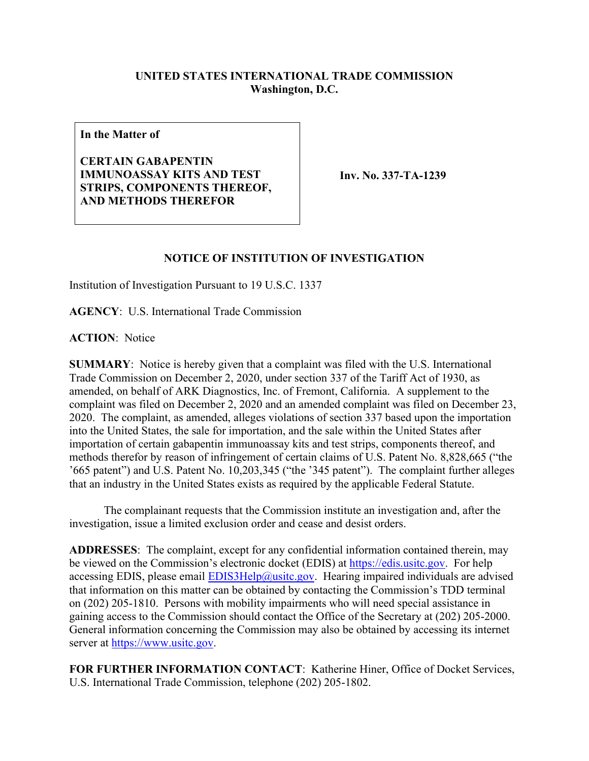**UNITED STATES INTERNATIONAL TRADE COMMISSION**
**Washington, D.C.**

| In the Matter of<br><br>**CERTAIN GABAPENTIN IMMUNOASSAY KITS AND TEST STRIPS, COMPONENTS THEREOF, AND METHODS THEREFOR** | **Inv. No. 337-TA-1239** |
|---|---|

## NOTICE OF INSTITUTION OF INVESTIGATION

Institution of Investigation Pursuant to 19 U.S.C. 1337

**AGENCY**: U.S. International Trade Commission

**ACTION**: Notice

**SUMMARY**: Notice is hereby given that a complaint was filed with the U.S. International Trade Commission on December 2, 2020, under section 337 of the Tariff Act of 1930, as amended, on behalf of ARK Diagnostics, Inc. of Fremont, California. A supplement to the complaint was filed on December 2, 2020 and an amended complaint was filed on December 23, 2020. The complaint, as amended, alleges violations of section 337 based upon the importation into the United States, the sale for importation, and the sale within the United States after importation of certain gabapentin immunoassay kits and test strips, components thereof, and methods therefor by reason of infringement of certain claims of U.S. Patent No. 8,828,665 ("the '665 patent") and U.S. Patent No. 10,203,345 ("the '345 patent"). The complaint further alleges that an industry in the United States exists as required by the applicable Federal Statute.

The complainant requests that the Commission institute an investigation and, after the investigation, issue a limited exclusion order and cease and desist orders.

**ADDRESSES**: The complaint, except for any confidential information contained therein, may be viewed on the Commission's electronic docket (EDIS) at https://edis.usitc.gov. For help accessing EDIS, please email EDIS3Help@usitc.gov. Hearing impaired individuals are advised that information on this matter can be obtained by contacting the Commission's TDD terminal on (202) 205-1810. Persons with mobility impairments who will need special assistance in gaining access to the Commission should contact the Office of the Secretary at (202) 205-2000. General information concerning the Commission may also be obtained by accessing its internet server at https://www.usitc.gov.

**FOR FURTHER INFORMATION CONTACT**: Katherine Hiner, Office of Docket Services, U.S. International Trade Commission, telephone (202) 205-1802.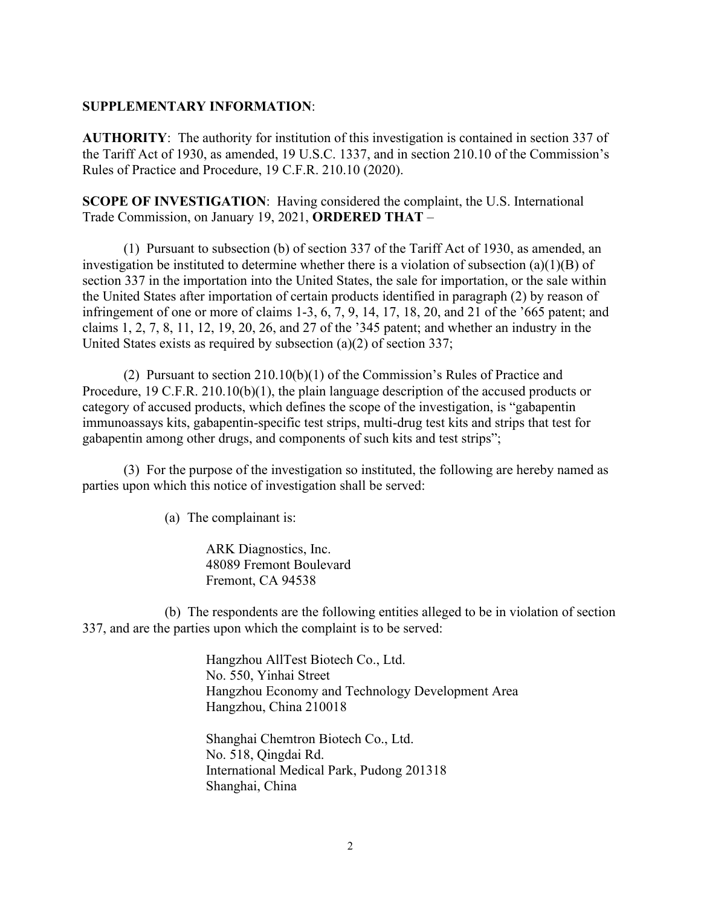**SUPPLEMENTARY INFORMATION**:

**AUTHORITY**: The authority for institution of this investigation is contained in section 337 of the Tariff Act of 1930, as amended, 19 U.S.C. 1337, and in section 210.10 of the Commission's Rules of Practice and Procedure, 19 C.F.R. 210.10 (2020).

**SCOPE OF INVESTIGATION**: Having considered the complaint, the U.S. International Trade Commission, on January 19, 2021, **ORDERED THAT** –

(1) Pursuant to subsection (b) of section 337 of the Tariff Act of 1930, as amended, an investigation be instituted to determine whether there is a violation of subsection (a)(1)(B) of section 337 in the importation into the United States, the sale for importation, or the sale within the United States after importation of certain products identified in paragraph (2) by reason of infringement of one or more of claims 1-3, 6, 7, 9, 14, 17, 18, 20, and 21 of the '665 patent; and claims 1, 2, 7, 8, 11, 12, 19, 20, 26, and 27 of the '345 patent; and whether an industry in the United States exists as required by subsection (a)(2) of section 337;

(2) Pursuant to section 210.10(b)(1) of the Commission's Rules of Practice and Procedure, 19 C.F.R. 210.10(b)(1), the plain language description of the accused products or category of accused products, which defines the scope of the investigation, is "gabapentin immunoassays kits, gabapentin-specific test strips, multi-drug test kits and strips that test for gabapentin among other drugs, and components of such kits and test strips";

(3) For the purpose of the investigation so instituted, the following are hereby named as parties upon which this notice of investigation shall be served:

(a) The complainant is:

ARK Diagnostics, Inc.
48089 Fremont Boulevard
Fremont, CA 94538

(b) The respondents are the following entities alleged to be in violation of section 337, and are the parties upon which the complaint is to be served:

Hangzhou AllTest Biotech Co., Ltd.
No. 550, Yinhai Street
Hangzhou Economy and Technology Development Area
Hangzhou, China 210018

Shanghai Chemtron Biotech Co., Ltd.
No. 518, Qingdai Rd.
International Medical Park, Pudong 201318
Shanghai, China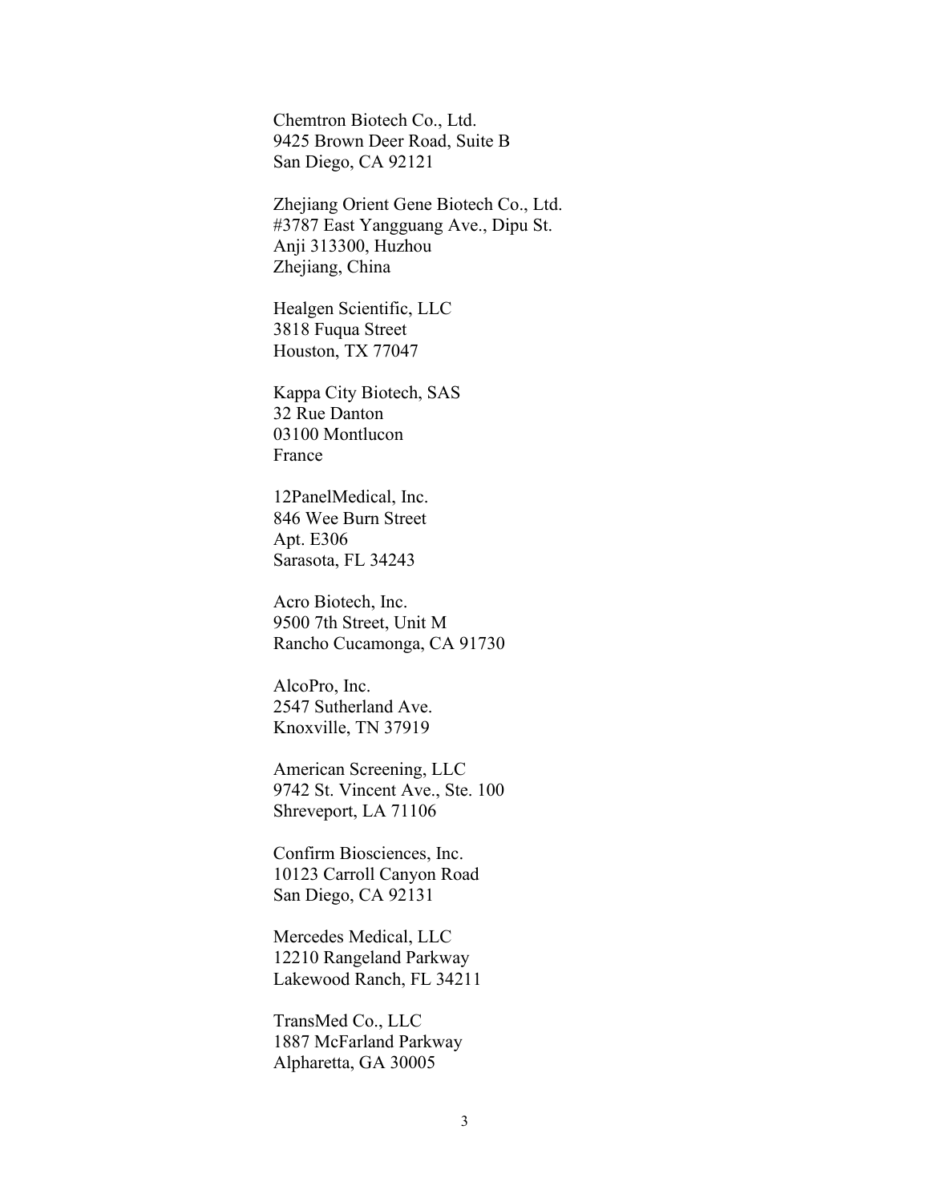Chemtron Biotech Co., Ltd.
9425 Brown Deer Road, Suite B
San Diego, CA 92121

Zhejiang Orient Gene Biotech Co., Ltd.
#3787 East Yangguang Ave., Dipu St.
Anji 313300, Huzhou
Zhejiang, China

Healgen Scientific, LLC
3818 Fuqua Street
Houston, TX 77047

Kappa City Biotech, SAS
32 Rue Danton
03100 Montlucon
France

12PanelMedical, Inc.
846 Wee Burn Street
Apt. E306
Sarasota, FL 34243

Acro Biotech, Inc.
9500 7th Street, Unit M
Rancho Cucamonga, CA 91730

AlcoPro, Inc.
2547 Sutherland Ave.
Knoxville, TN 37919

American Screening, LLC
9742 St. Vincent Ave., Ste. 100
Shreveport, LA 71106

Confirm Biosciences, Inc.
10123 Carroll Canyon Road
San Diego, CA 92131

Mercedes Medical, LLC
12210 Rangeland Parkway
Lakewood Ranch, FL 34211

TransMed Co., LLC
1887 McFarland Parkway
Alpharetta, GA 30005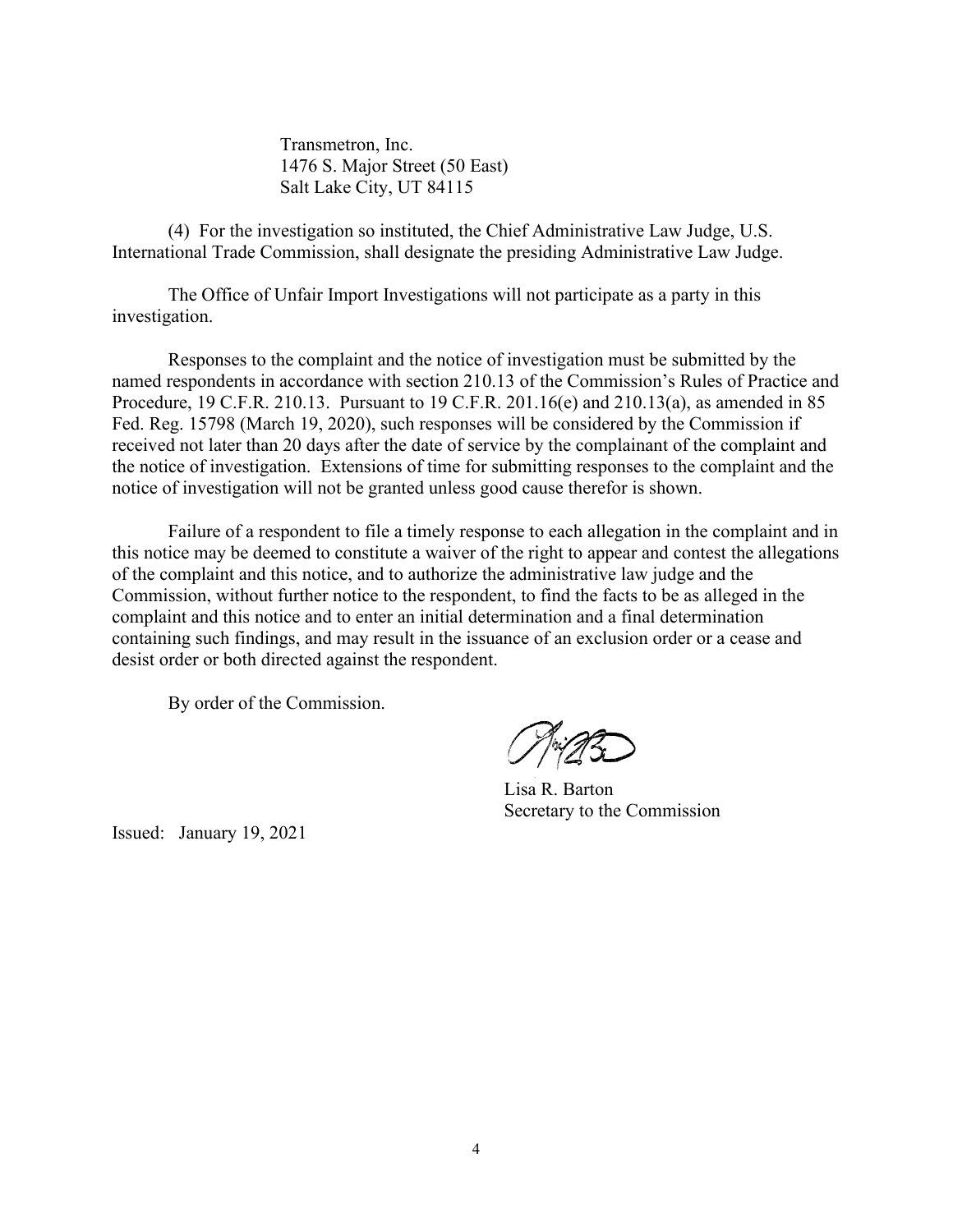Transmetron, Inc.
1476 S. Major Street (50 East)
Salt Lake City, UT 84115

(4) For the investigation so instituted, the Chief Administrative Law Judge, U.S. International Trade Commission, shall designate the presiding Administrative Law Judge.

The Office of Unfair Import Investigations will not participate as a party in this investigation.

Responses to the complaint and the notice of investigation must be submitted by the named respondents in accordance with section 210.13 of the Commission's Rules of Practice and Procedure, 19 C.F.R. 210.13. Pursuant to 19 C.F.R. 201.16(e) and 210.13(a), as amended in 85 Fed. Reg. 15798 (March 19, 2020), such responses will be considered by the Commission if received not later than 20 days after the date of service by the complainant of the complaint and the notice of investigation. Extensions of time for submitting responses to the complaint and the notice of investigation will not be granted unless good cause therefor is shown.

Failure of a respondent to file a timely response to each allegation in the complaint and in this notice may be deemed to constitute a waiver of the right to appear and contest the allegations of the complaint and this notice, and to authorize the administrative law judge and the Commission, without further notice to the respondent, to find the facts to be as alleged in the complaint and this notice and to enter an initial determination and a final determination containing such findings, and may result in the issuance of an exclusion order or a cease and desist order or both directed against the respondent.

By order of the Commission.

Lisa R. Barton
Secretary to the Commission

Issued: January 19, 2021